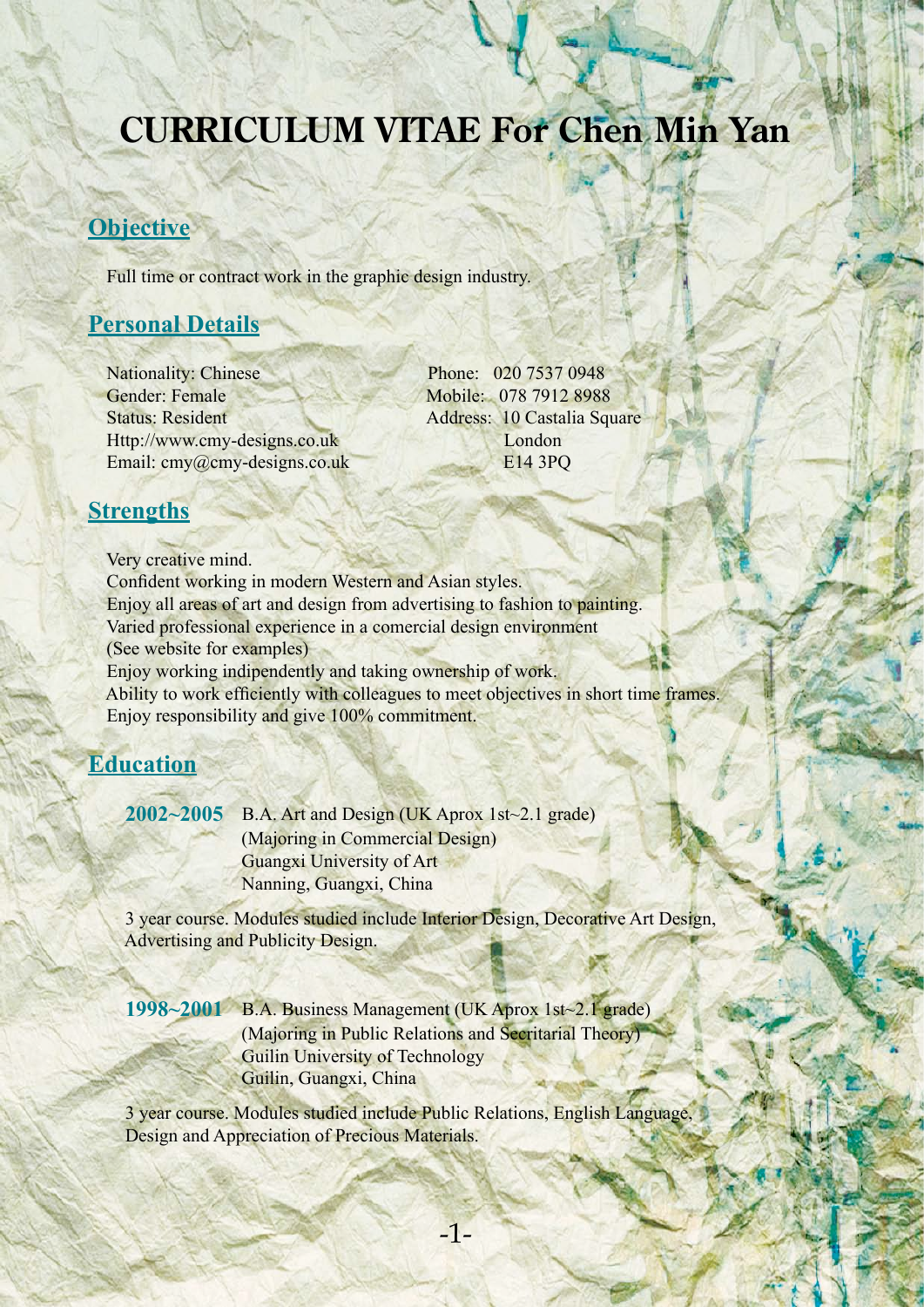# CURRICULUM VITAE For Chen Min Yan

## Objective

Full time or contract work in the graphic design industry.

## Personal Details

Nationality: Chinese
Gender: Female
Status: Resident
Http://www.cmy-designs.co.uk
Email: cmy@cmy-designs.co.uk

Phone: 020 7537 0948
Mobile: 078 7912 8988
Address: 10 Castalia Square
London
E14 3PQ

## Strengths

Very creative mind.
Confident working in modern Western and Asian styles.
Enjoy all areas of art and design from advertising to fashion to painting.
Varied professional experience in a comercial design environment
(See website for examples)
Enjoy working indipendently and taking ownership of work.
Ability to work efficiently with colleagues to meet objectives in short time frames.
Enjoy responsibility and give 100% commitment.

## Education

**2002~2005** B.A. Art and Design (UK Aprox 1st~2.1 grade)
(Majoring in Commercial Design)
Guangxi University of Art
Nanning, Guangxi, China

3 year course. Modules studied include Interior Design, Decorative Art Design, Advertising and Publicity Design.

**1998~2001** B.A. Business Management (UK Aprox 1st~2.1 grade)
(Majoring in Public Relations and Secritarial Theory)
Guilin University of Technology
Guilin, Guangxi, China

3 year course. Modules studied include Public Relations, English Language, Design and Appreciation of Precious Materials.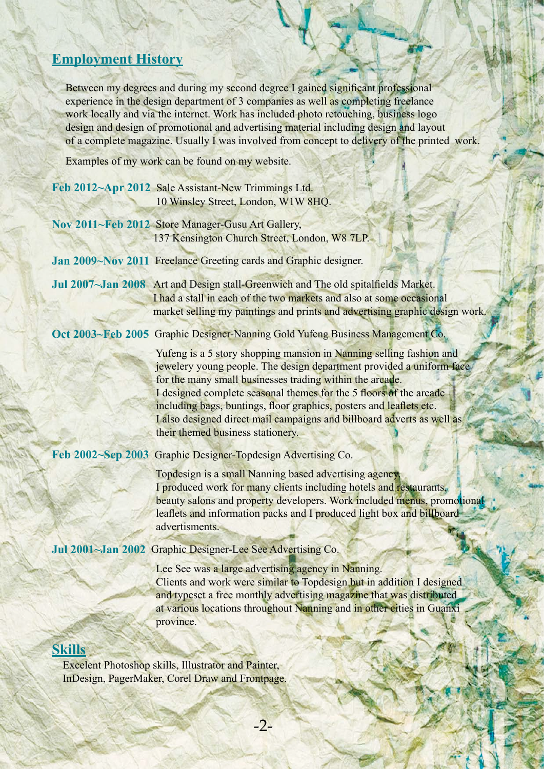## Employment History

Between my degrees and during my second degree I gained significant professional experience in the design department of 3 companies as well as completing freelance work locally and via the internet. Work has included photo retouching, business logo design and design of promotional and advertising material including design and layout of a complete magazine. Usually I was involved from concept to delivery of the printed work.

Examples of my work can be found on my website.

**Feb 2012~Apr 2012** Sale Assistant-New Trimmings Ltd.
10 Winsley Street, London, W1W 8HQ.

**Nov 2011~Feb 2012** Store Manager-Gusu Art Gallery,
137 Kensington Church Street, London, W8 7LP.

**Jan 2009~Nov 2011** Freelance Greeting cards and Graphic designer.

**Jul 2007~Jan 2008** Art and Design stall-Greenwich and The old spitalfields Market.
I had a stall in each of the two markets and also at some occasional market selling my paintings and prints and advertising graphic design work.

**Oct 2003~Feb 2005** Graphic Designer-Nanning Gold Yufeng Business Management Co.

Yufeng is a 5 story shopping mansion in Nanning selling fashion and jewelery young people. The design department provided a uniform face for the many small businesses trading within the arcade.
I designed complete seasonal themes for the 5 floors of the arcade including bags, buntings, floor graphics, posters and leaflets etc.
I also designed direct mail campaigns and billboard adverts as well as their themed business stationery.

**Feb 2002~Sep 2003** Graphic Designer-Topdesign Advertising Co.

Topdesign is a small Nanning based advertising agency.
I produced work for many clients including hotels and restaurants, beauty salons and property developers. Work included menus, promotional leaflets and information packs and I produced light box and billboard advertisments.

**Jul 2001~Jan 2002** Graphic Designer-Lee See Advertising Co.

Lee See was a large advertising agency in Nanning.
Clients and work were similar to Topdesign but in addition I designed and typeset a free monthly advertising magazine that was distributed at various locations throughout Nanning and in other cities in Guanxi province.

## Skills

Excelent Photoshop skills, Illustrator and Painter, InDesign, PagerMaker, Corel Draw and Frontpage.